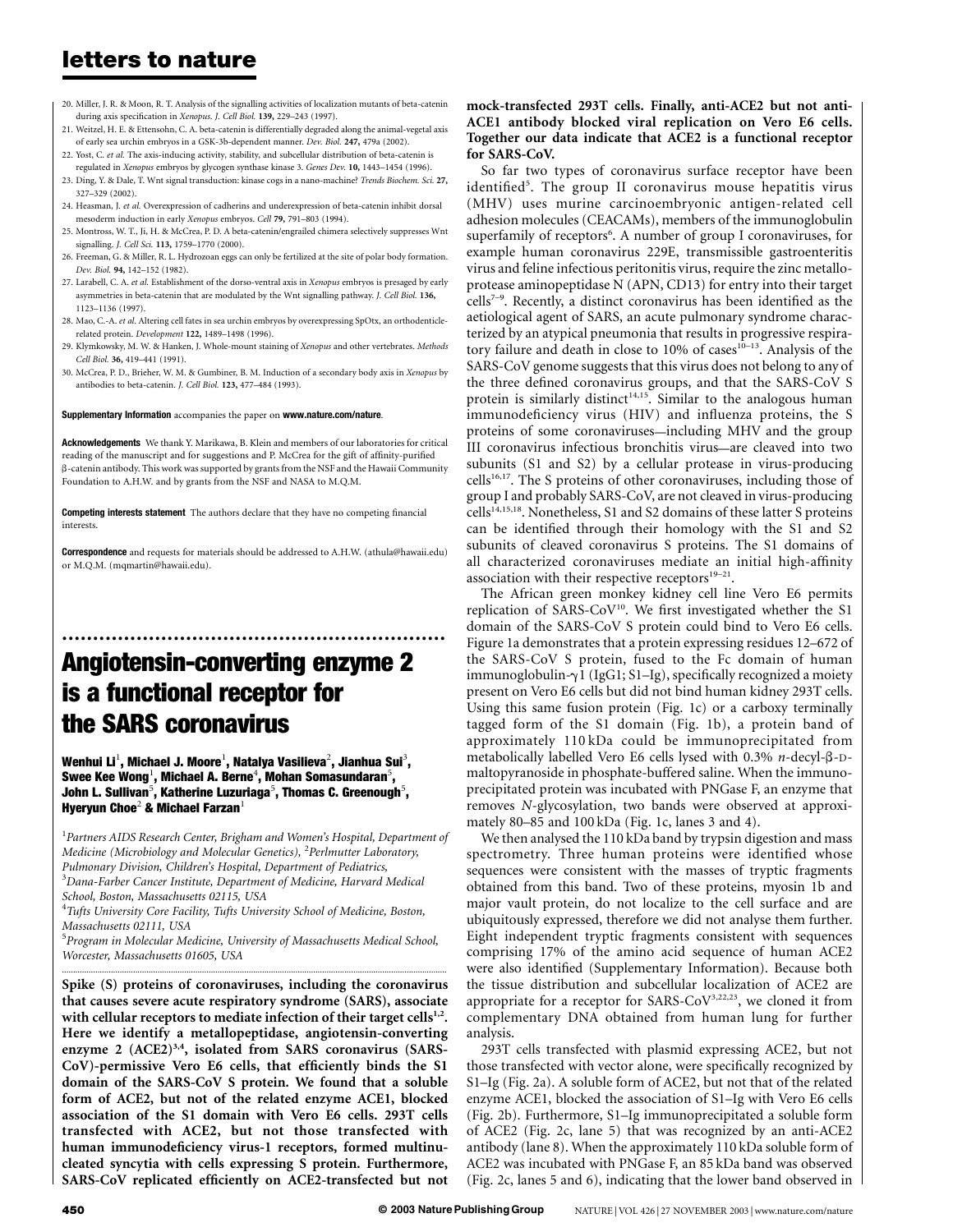20. Miller, J. R. & Moon, R. T. Analysis of the signalling activities of localization mutants of beta-catenin during axis specification in *Xenopus*. *J. Cell Biol.* **139,** 229–243 (1997).
21. Weitzel, H. E. & Ettensohn, C. A. beta-catenin is differentially degraded along the animal-vegetal axis of early sea urchin embryos in a GSK-3b-dependent manner. *Dev. Biol.* **247,** 479a (2002).
22. Yost, C. *et al.* The axis-inducing activity, stability, and subcellular distribution of beta-catenin is regulated in *Xenopus* embryos by glycogen synthase kinase 3. *Genes Dev.* **10,** 1443–1454 (1996).
23. Ding, Y. & Dale, T. Wnt signal transduction: kinase cogs in a nano-machine? *Trends Biochem. Sci.* **27,** 327–329 (2002).
24. Heasman, J. *et al.* Overexpression of cadherins and underexpression of beta-catenin inhibit dorsal mesoderm induction in early *Xenopus* embryos. *Cell* **79,** 791–803 (1994).
25. Montross, W. T., Ji, H. & McCrea, P. D. A beta-catenin/engrailed chimera selectively suppresses Wnt signalling. *J. Cell Sci.* **113,** 1759–1770 (2000).
26. Freeman, G. & Miller, R. L. Hydrozoan eggs can only be fertilized at the site of polar body formation. *Dev. Biol.* **94,** 142–152 (1982).
27. Larabell, C. A. *et al.* Establishment of the dorso-ventral axis in *Xenopus* embryos is presaged by early asymmetries in beta-catenin that are modulated by the Wnt signalling pathway. *J. Cell Biol.* **136,** 1123–1136 (1997).
28. Mao, C.-A. *et al.* Altering cell fates in sea urchin embryos by overexpressing SpOtx, an orthodenticle-related protein. *Development* **122,** 1489–1498 (1996).
29. Klymkowsky, M. W. & Hanken, J. Whole-mount staining of *Xenopus* and other vertebrates. *Methods Cell Biol.* **36,** 419–441 (1991).
30. McCrea, P. D., Brieher, W. M. & Gumbiner, B. M. Induction of a secondary body axis in *Xenopus* by antibodies to beta-catenin. *J. Cell Biol.* **123,** 477–484 (1993).

**Supplementary Information** accompanies the paper on **www.nature.com/nature**.

**Acknowledgements** We thank Y. Marikawa, B. Klein and members of our laboratories for critical reading of the manuscript and for suggestions and P. McCrea for the gift of affinity-purified β-catenin antibody. This work was supported by grants from the NSF and the Hawaii Community Foundation to A.H.W. and by grants from the NSF and NASA to M.Q.M.

**Competing interests statement** The authors declare that they have no competing financial interests.

**Correspondence** and requests for materials should be addressed to A.H.W. (athula@hawaii.edu) or M.Q.M. (mqmartin@hawaii.edu).

# Angiotensin-converting enzyme 2 is a functional receptor for the SARS coronavirus

**Wenhui Li[1], Michael J. Moore[1], Natalya Vasilieva[2], Jianhua Sui[3], Swee Kee Wong[1], Michael A. Berne[4], Mohan Somasundaran[5], John L. Sullivan[5], Katherine Luzuriaga[5], Thomas C. Greenough[5], Hyeryun Choe[2] & Michael Farzan[1]**

[1]Partners AIDS Research Center, Brigham and Women's Hospital, Department of Medicine (Microbiology and Molecular Genetics), [2]Perlmutter Laboratory, Pulmonary Division, Children's Hospital, Department of Pediatrics, [3]Dana-Farber Cancer Institute, Department of Medicine, Harvard Medical School, Boston, Massachusetts 02115, USA
[4]Tufts University Core Facility, Tufts University School of Medicine, Boston, Massachusetts 02111, USA
[5]Program in Molecular Medicine, University of Massachusetts Medical School, Worcester, Massachusetts 01605, USA

**Spike (S) proteins of coronaviruses, including the coronavirus that causes severe acute respiratory syndrome (SARS), associate with cellular receptors to mediate infection of their target cells[1,2]. Here we identify a metallopeptidase, angiotensin-converting enzyme 2 (ACE2)[3,4], isolated from SARS coronavirus (SARS-CoV)-permissive Vero E6 cells, that efficiently binds the S1 domain of the SARS-CoV S protein. We found that a soluble form of ACE2, but not of the related enzyme ACE1, blocked association of the S1 domain with Vero E6 cells. 293T cells transfected with ACE2, but not those transfected with human immunodeficiency virus-1 receptors, formed multinucleated syncytia with cells expressing S protein. Furthermore, SARS-CoV replicated efficiently on ACE2-transfected but not mock-transfected 293T cells. Finally, anti-ACE2 but not anti-ACE1 antibody blocked viral replication on Vero E6 cells. Together our data indicate that ACE2 is a functional receptor for SARS-CoV.**

So far two types of coronavirus surface receptor have been identified[5]. The group II coronavirus mouse hepatitis virus (MHV) uses murine carcinoembryonic antigen-related cell adhesion molecules (CEACAMs), members of the immunoglobulin superfamily of receptors[6]. A number of group I coronaviruses, for example human coronavirus 229E, transmissible gastroenteritis virus and feline infectious peritonitis virus, require the zinc metalloprotease aminopeptidase N (APN, CD13) for entry into their target cells[7–9]. Recently, a distinct coronavirus has been identified as the aetiological agent of SARS, an acute pulmonary syndrome characterized by an atypical pneumonia that results in progressive respiratory failure and death in close to 10% of cases[10–13]. Analysis of the SARS-CoV genome suggests that this virus does not belong to any of the three defined coronavirus groups, and that the SARS-CoV S protein is similarly distinct[14,15]. Similar to the analogous human immunodeficiency virus (HIV) and influenza proteins, the S proteins of some coronaviruses—including MHV and the group III coronavirus infectious bronchitis virus—are cleaved into two subunits (S1 and S2) by a cellular protease in virus-producing cells[16,17]. The S proteins of other coronaviruses, including those of group I and probably SARS-CoV, are not cleaved in virus-producing cells[14,15,18]. Nonetheless, S1 and S2 domains of these latter S proteins can be identified through their homology with the S1 and S2 subunits of cleaved coronavirus S proteins. The S1 domains of all characterized coronaviruses mediate an initial high-affinity association with their respective receptors[19–21].

The African green monkey kidney cell line Vero E6 permits replication of SARS-CoV[10]. We first investigated whether the S1 domain of the SARS-CoV S protein could bind to Vero E6 cells. Figure 1a demonstrates that a protein expressing residues 12–672 of the SARS-CoV S protein, fused to the Fc domain of human immunoglobulin-γ1 (IgG1; S1–Ig), specifically recognized a moiety present on Vero E6 cells but did not bind human kidney 293T cells. Using this same fusion protein (Fig. 1c) or a carboxy terminally tagged form of the S1 domain (Fig. 1b), a protein band of approximately 110 kDa could be immunoprecipitated from metabolically labelled Vero E6 cells lysed with 0.3% *n*-decyl-β-D-maltopyranoside in phosphate-buffered saline. When the immunoprecipitated protein was incubated with PNGase F, an enzyme that removes *N*-glycosylation, two bands were observed at approximately 80–85 and 100 kDa (Fig. 1c, lanes 3 and 4).

We then analysed the 110 kDa band by trypsin digestion and mass spectrometry. Three human proteins were identified whose sequences were consistent with the masses of tryptic fragments obtained from this band. Two of these proteins, myosin 1b and major vault protein, do not localize to the cell surface and are ubiquitously expressed, therefore we did not analyse them further. Eight independent tryptic fragments consistent with sequences comprising 17% of the amino acid sequence of human ACE2 were also identified (Supplementary Information). Because both the tissue distribution and subcellular localization of ACE2 are appropriate for a receptor for SARS-CoV[3,22,23], we cloned it from complementary DNA obtained from human lung for further analysis.

293T cells transfected with plasmid expressing ACE2, but not those transfected with vector alone, were specifically recognized by S1–Ig (Fig. 2a). A soluble form of ACE2, but not that of the related enzyme ACE1, blocked the association of S1–Ig with Vero E6 cells (Fig. 2b). Furthermore, S1–Ig immunoprecipitated a soluble form of ACE2 (Fig. 2c, lane 5) that was recognized by an anti-ACE2 antibody (lane 8). When the approximately 110 kDa soluble form of ACE2 was incubated with PNGase F, an 85 kDa band was observed (Fig. 2c, lanes 5 and 6), indicating that the lower band observed in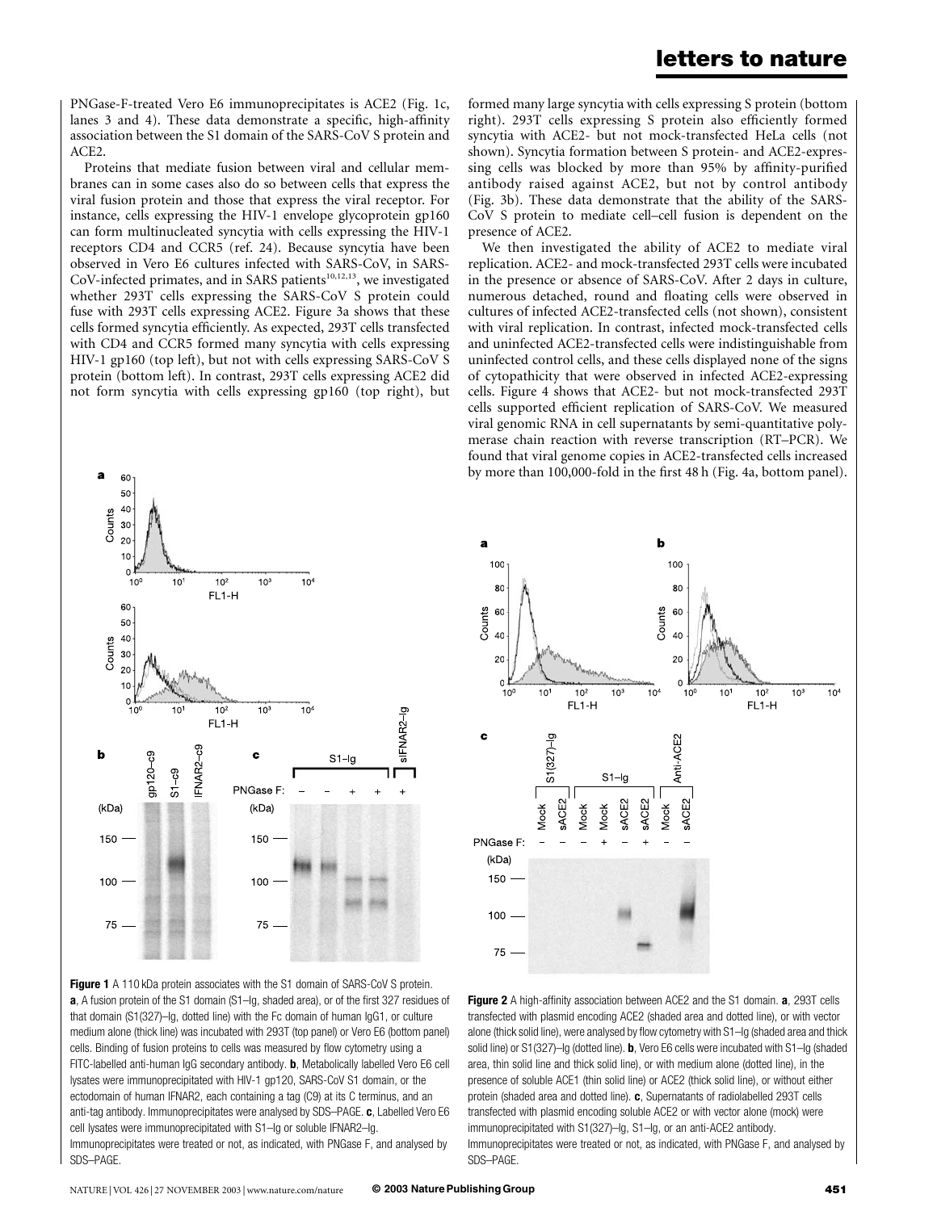PNGase-F-treated Vero E6 immunoprecipitates is ACE2 (Fig. 1c, lanes 3 and 4). These data demonstrate a specific, high-affinity association between the S1 domain of the SARS-CoV S protein and ACE2.

Proteins that mediate fusion between viral and cellular membranes can in some cases also do so between cells that express the viral fusion protein and those that express the viral receptor. For instance, cells expressing the HIV-1 envelope glycoprotein gp160 can form multinucleated syncytia with cells expressing the HIV-1 receptors CD4 and CCR5 (ref. 24). Because syncytia have been observed in Vero E6 cultures infected with SARS-CoV, in SARS-CoV-infected primates, and in SARS patients[10,12,13], we investigated whether 293T cells expressing the SARS-CoV S protein could fuse with 293T cells expressing ACE2. Figure 3a shows that these cells formed syncytia efficiently. As expected, 293T cells transfected with CD4 and CCR5 formed many syncytia with cells expressing HIV-1 gp160 (top left), but not with cells expressing SARS-CoV S protein (bottom left). In contrast, 293T cells expressing ACE2 did not form syncytia with cells expressing gp160 (top right), but formed many large syncytia with cells expressing S protein (bottom right). 293T cells expressing S protein also efficiently formed syncytia with ACE2- but not mock-transfected HeLa cells (not shown). Syncytia formation between S protein- and ACE2-expressing cells was blocked by more than 95% by affinity-purified antibody raised against ACE2, but not by control antibody (Fig. 3b). These data demonstrate that the ability of the SARS-CoV S protein to mediate cell–cell fusion is dependent on the presence of ACE2.

We then investigated the ability of ACE2 to mediate viral replication. ACE2- and mock-transfected 293T cells were incubated in the presence or absence of SARS-CoV. After 2 days in culture, numerous detached, round and floating cells were observed in cultures of infected ACE2-transfected cells (not shown), consistent with viral replication. In contrast, infected mock-transfected cells and uninfected ACE2-transfected cells were indistinguishable from uninfected control cells, and these cells displayed none of the signs of cytopathicity that were observed in infected ACE2-expressing cells. Figure 4 shows that ACE2- but not mock-transfected 293T cells supported efficient replication of SARS-CoV. We measured viral genomic RNA in cell supernatants by semi-quantitative polymerase chain reaction with reverse transcription (RT–PCR). We found that viral genome copies in ACE2-transfected cells increased by more than 100,000-fold in the first 48 h (Fig. 4a, bottom panel).

**Figure 1** A 110 kDa protein associates with the S1 domain of SARS-CoV S protein. **a**, A fusion protein of the S1 domain (S1–Ig, shaded area), or of the first 327 residues of that domain (S1(327)–Ig, dotted line) with the Fc domain of human IgG1, or culture medium alone (thick line) was incubated with 293T (top panel) or Vero E6 (bottom panel) cells. Binding of fusion proteins to cells was measured by flow cytometry using a FITC-labelled anti-human IgG secondary antibody. **b**, Metabolically labelled Vero E6 cell lysates were immunoprecipitated with HIV-1 gp120, SARS-CoV S1 domain, or the ectodomain of human IFNAR2, each containing a tag (C9) at its C terminus, and an anti-tag antibody. Immunoprecipitates were analysed by SDS–PAGE. **c**, Labelled Vero E6 cell lysates were immunoprecipitated with S1–Ig or soluble IFNAR2–Ig. Immunoprecipitates were treated or not, as indicated, with PNGase F, and analysed by SDS–PAGE.

**Figure 2** A high-affinity association between ACE2 and the S1 domain. **a**, 293T cells transfected with plasmid encoding ACE2 (shaded area and dotted line), or with vector alone (thick solid line), were analysed by flow cytometry with S1–Ig (shaded area and thick solid line) or S1(327)–Ig (dotted line). **b**, Vero E6 cells were incubated with S1–Ig (shaded area, thin solid line and thick solid line), or with medium alone (dotted line), in the presence of soluble ACE1 (thin solid line) or ACE2 (thick solid line), or without either protein (shaded area and dotted line). **c**, Supernatants of radiolabelled 293T cells transfected with plasmid encoding soluble ACE2 or with vector alone (mock) were immunoprecipitated with S1(327)–Ig, S1–Ig, or an anti-ACE2 antibody. Immunoprecipitates were treated or not, as indicated, with PNGase F, and analysed by SDS–PAGE.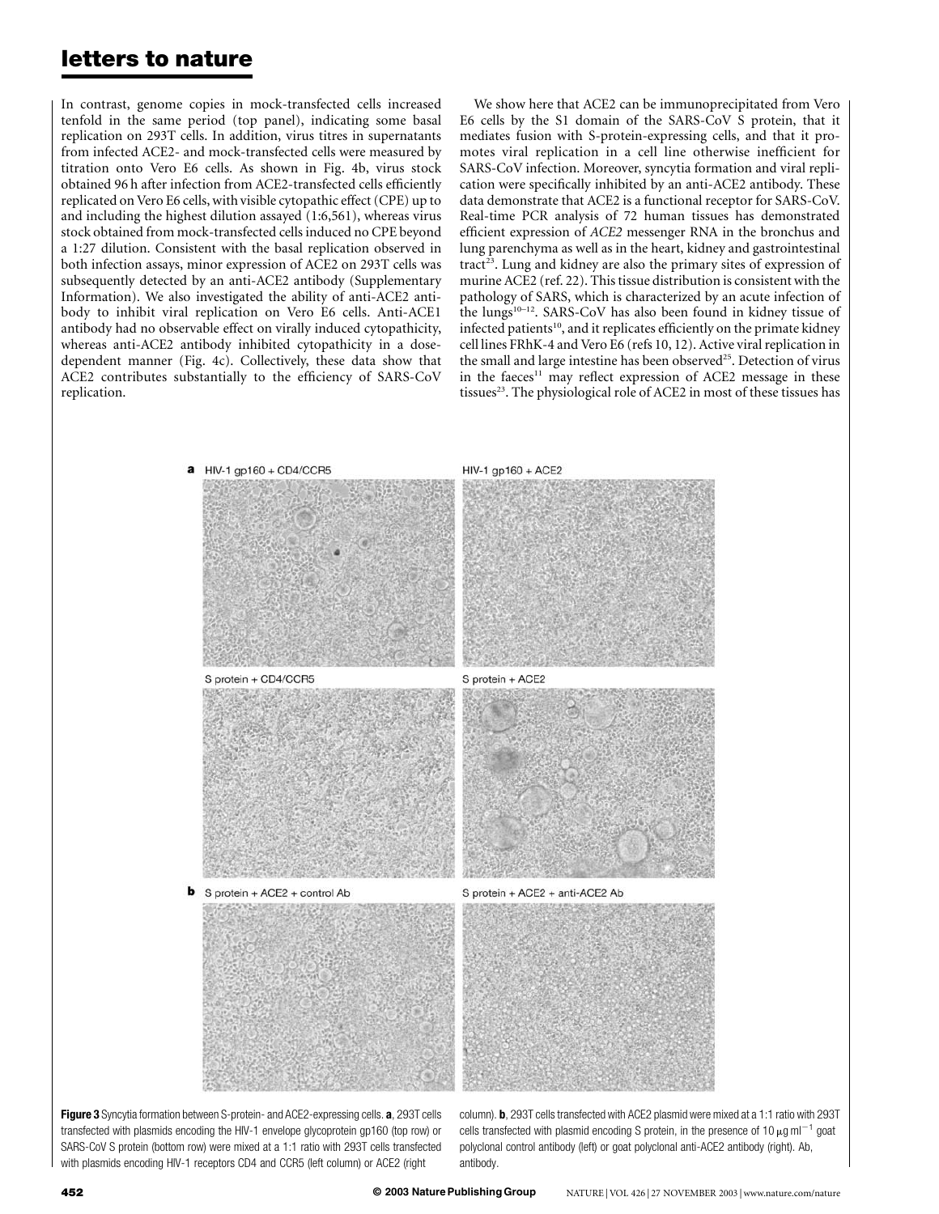In contrast, genome copies in mock-transfected cells increased tenfold in the same period (top panel), indicating some basal replication on 293T cells. In addition, virus titres in supernatants from infected ACE2- and mock-transfected cells were measured by titration onto Vero E6 cells. As shown in Fig. 4b, virus stock obtained 96 h after infection from ACE2-transfected cells efficiently replicated on Vero E6 cells, with visible cytopathic effect (CPE) up to and including the highest dilution assayed (1:6,561), whereas virus stock obtained from mock-transfected cells induced no CPE beyond a 1:27 dilution. Consistent with the basal replication observed in both infection assays, minor expression of ACE2 on 293T cells was subsequently detected by an anti-ACE2 antibody (Supplementary Information). We also investigated the ability of anti-ACE2 antibody to inhibit viral replication on Vero E6 cells. Anti-ACE1 antibody had no observable effect on virally induced cytopathicity, whereas anti-ACE2 antibody inhibited cytopathicity in a dose-dependent manner (Fig. 4c). Collectively, these data show that ACE2 contributes substantially to the efficiency of SARS-CoV replication.

We show here that ACE2 can be immunoprecipitated from Vero E6 cells by the S1 domain of the SARS-CoV S protein, that it mediates fusion with S-protein-expressing cells, and that it promotes viral replication in a cell line otherwise inefficient for SARS-CoV infection. Moreover, syncytia formation and viral replication were specifically inhibited by an anti-ACE2 antibody. These data demonstrate that ACE2 is a functional receptor for SARS-CoV. Real-time PCR analysis of 72 human tissues has demonstrated efficient expression of *ACE2* messenger RNA in the bronchus and lung parenchyma as well as in the heart, kidney and gastrointestinal tract[23]. Lung and kidney are also the primary sites of expression of murine ACE2 (ref. 22). This tissue distribution is consistent with the pathology of SARS, which is characterized by an acute infection of the lungs[10–12]. SARS-CoV has also been found in kidney tissue of infected patients[10], and it replicates efficiently on the primate kidney cell lines FRhK-4 and Vero E6 (refs 10, 12). Active viral replication in the small and large intestine has been observed[25]. Detection of virus in the faeces[11] may reflect expression of ACE2 message in these tissues[23]. The physiological role of ACE2 in most of these tissues has

**a** HIV-1 gp160 + CD4/CCR5 HIV-1 gp160 + ACE2

S protein + CD4/CCR5 S protein + ACE2

**b** S protein + ACE2 + control Ab S protein + ACE2 + anti-ACE2 Ab

**Figure 3** Syncytia formation between S-protein- and ACE2-expressing cells. **a**, 293T cells transfected with plasmids encoding the HIV-1 envelope glycoprotein gp160 (top row) or SARS-CoV S protein (bottom row) were mixed at a 1:1 ratio with 293T cells transfected with plasmids encoding HIV-1 receptors CD4 and CCR5 (left column) or ACE2 (right column). **b**, 293T cells transfected with ACE2 plasmid were mixed at a 1:1 ratio with 293T cells transfected with plasmid encoding S protein, in the presence of 10 $\mu g\, ml^{-1}$ goat polyclonal control antibody (left) or goat polyclonal anti-ACE2 antibody (right). Ab, antibody.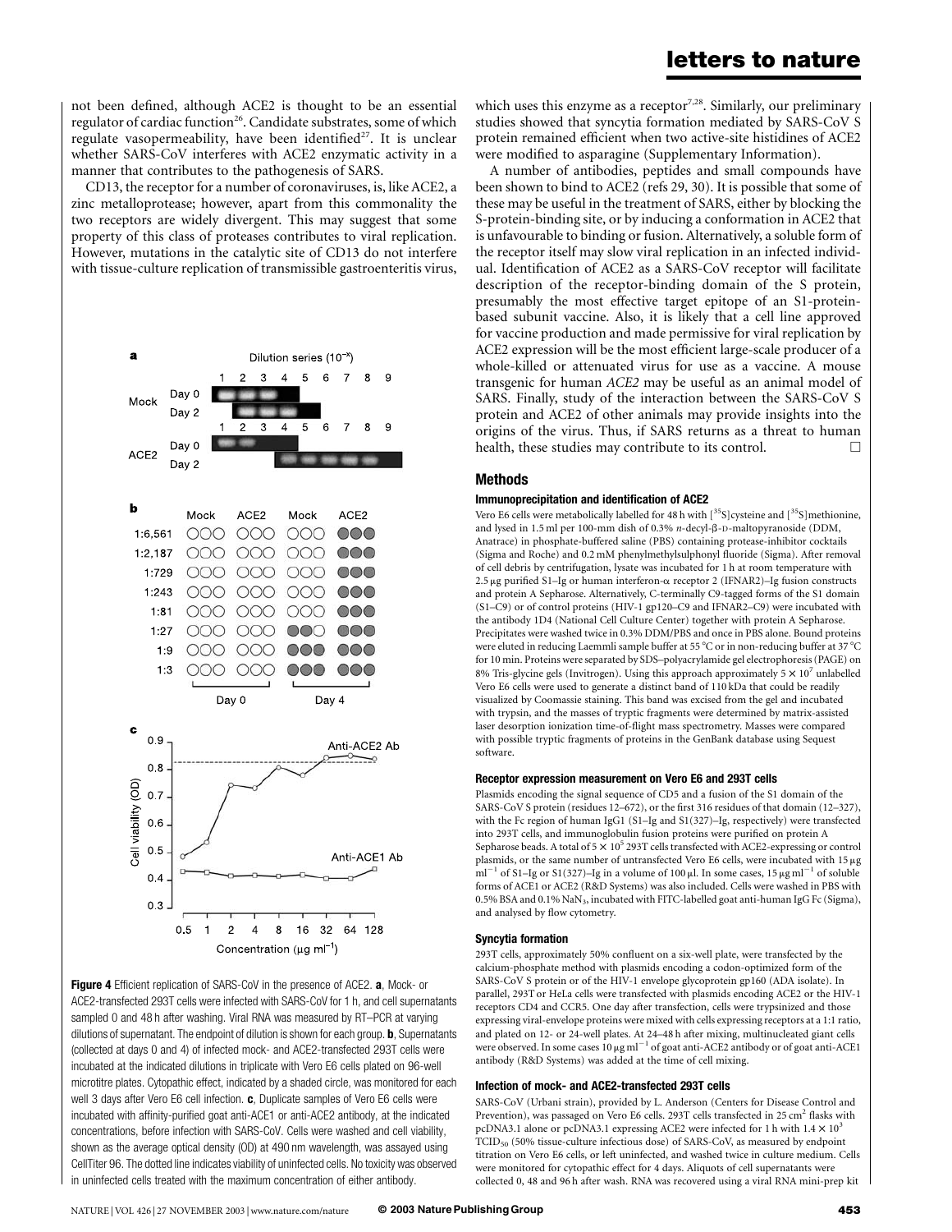not been defined, although ACE2 is thought to be an essential regulator of cardiac function[26]. Candidate substrates, some of which regulate vasopermeability, have been identified[27]. It is unclear whether SARS-CoV interferes with ACE2 enzymatic activity in a manner that contributes to the pathogenesis of SARS.

CD13, the receptor for a number of coronaviruses, is, like ACE2, a zinc metalloprotease; however, apart from this commonality the two receptors are widely divergent. This may suggest that some property of this class of proteases contributes to viral replication. However, mutations in the catalytic site of CD13 do not interfere with tissue-culture replication of transmissible gastroenteritis virus, which uses this enzyme as a receptor[7,28]. Similarly, our preliminary studies showed that syncytia formation mediated by SARS-CoV S protein remained efficient when two active-site histidines of ACE2 were modified to asparagine (Supplementary Information).

A number of antibodies, peptides and small compounds have been shown to bind to ACE2 (refs 29, 30). It is possible that some of these may be useful in the treatment of SARS, either by blocking the S-protein-binding site, or by inducing a conformation in ACE2 that is unfavourable to binding or fusion. Alternatively, a soluble form of the receptor itself may slow viral replication in an infected individual. Identification of ACE2 as a SARS-CoV receptor will facilitate description of the receptor-binding domain of the S protein, presumably the most effective target epitope of an S1-protein-based subunit vaccine. Also, it is likely that a cell line approved for vaccine production and made permissive for viral replication by ACE2 expression will be the most efficient large-scale producer of a whole-killed or attenuated virus for use as a vaccine. A mouse transgenic for human *ACE2* may be useful as an animal model of SARS. Finally, study of the interaction between the SARS-CoV S protein and ACE2 of other animals may provide insights into the origins of the virus. Thus, if SARS returns as a threat to human health, these studies may contribute to its control. □

**Figure 4** Efficient replication of SARS-CoV in the presence of ACE2. **a**, Mock- or ACE2-transfected 293T cells were infected with SARS-CoV for 1 h, and cell supernatants sampled 0 and 48 h after washing. Viral RNA was measured by RT–PCR at varying dilutions of supernatant. The endpoint of dilution is shown for each group. **b**, Supernatants (collected at days 0 and 4) of infected mock- and ACE2-transfected 293T cells were incubated at the indicated dilutions in triplicate with Vero E6 cells plated on 96-well microtitre plates. Cytopathic effect, indicated by a shaded circle, was monitored for each well 3 days after Vero E6 cell infection. **c**, Duplicate samples of Vero E6 cells were incubated with affinity-purified goat anti-ACE1 or anti-ACE2 antibody, at the indicated concentrations, before infection with SARS-CoV. Cells were washed and cell viability, shown as the average optical density (OD) at 490 nm wavelength, was assayed using CellTiter 96. The dotted line indicates viability of uninfected cells. No toxicity was observed in uninfected cells treated with the maximum concentration of either antibody.

## Methods

### Immunoprecipitation and identification of ACE2

Vero E6 cells were metabolically labelled for 48 h with [$^{35}$S]cysteine and [$^{35}$S]methionine, and lysed in 1.5 ml per 100-mm dish of 0.3% *n*-decyl-β-D-maltopyranoside (DDM, Anatrace) in phosphate-buffered saline (PBS) containing protease-inhibitor cocktails (Sigma and Roche) and 0.2 mM phenylmethylsulphonyl fluoride (Sigma). After removal of cell debris by centrifugation, lysate was incubated for 1 h at room temperature with 2.5 μg purified S1–Ig or human interferon-α receptor 2 (IFNAR2)–Ig fusion constructs and protein A Sepharose. Alternatively, C-terminally C9-tagged forms of the S1 domain (S1–C9) or of control proteins (HIV-1 gp120–C9 and IFNAR2–C9) were incubated with the antibody 1D4 (National Cell Culture Center) together with protein A Sepharose. Precipitates were washed twice in 0.3% DDM/PBS and once in PBS alone. Bound proteins were eluted in reducing Laemmli sample buffer at 55 °C or in non-reducing buffer at 37 °C for 10 min. Proteins were separated by SDS–polyacrylamide gel electrophoresis (PAGE) on 8% Tris-glycine gels (Invitrogen). Using this approach approximately $5 \times 10^7$ unlabelled Vero E6 cells were used to generate a distinct band of 110 kDa that could be readily visualized by Coomassie staining. This band was excised from the gel and incubated with trypsin, and the masses of tryptic fragments were determined by matrix-assisted laser desorption ionization time-of-flight mass spectrometry. Masses were compared with possible tryptic fragments of proteins in the GenBank database using Sequest software.

### Receptor expression measurement on Vero E6 and 293T cells

Plasmids encoding the signal sequence of CD5 and a fusion of the S1 domain of the SARS-CoV S protein (residues 12–672), or the first 316 residues of that domain (12–327), with the Fc region of human IgG1 (S1–Ig and S1(327)–Ig, respectively) were transfected into 293T cells, and immunoglobulin fusion proteins were purified on protein A Sepharose beads. A total of $5 \times 10^5$ 293T cells transfected with ACE2-expressing or control plasmids, or the same number of untransfected Vero E6 cells, were incubated with 15 μg ml$^{-1}$ of S1–Ig or S1(327)–Ig in a volume of 100 μl. In some cases, 15 μg ml$^{-1}$ of soluble forms of ACE1 or ACE2 (R&D Systems) was also included. Cells were washed in PBS with 0.5% BSA and 0.1% $NaN_3$, incubated with FITC-labelled goat anti-human IgG Fc (Sigma), and analysed by flow cytometry.

### Syncytia formation

293T cells, approximately 50% confluent on a six-well plate, were transfected by the calcium-phosphate method with plasmids encoding a codon-optimized form of the SARS-CoV S protein or of the HIV-1 envelope glycoprotein gp160 (ADA isolate). In parallel, 293T or HeLa cells were transfected with plasmids encoding ACE2 or the HIV-1 receptors CD4 and CCR5. One day after transfection, cells were trypsinized and those expressing viral-envelope proteins were mixed with cells expressing receptors at a 1:1 ratio, and plated on 12- or 24-well plates. At 24–48 h after mixing, multinucleated giant cells were observed. In some cases 10 μg ml$^{-1}$ of goat anti-ACE2 antibody or of goat anti-ACE1 antibody (R&D Systems) was added at the time of cell mixing.

### Infection of mock- and ACE2-transfected 293T cells

SARS-CoV (Urbani strain), provided by L. Anderson (Centers for Disease Control and Prevention), was passaged on Vero E6 cells. 293T cells transfected in 25 cm$^2$ flasks with pcDNA3.1 alone or pcDNA3.1 expressing ACE2 were infected for 1 h with $1.4 \times 10^3$ $TCID_{50}$ (50% tissue-culture infectious dose) of SARS-CoV, as measured by endpoint titration on Vero E6 cells, or left uninfected, and washed twice in culture medium. Cells were monitored for cytopathic effect for 4 days. Aliquots of cell supernatants were collected 0, 48 and 96 h after wash. RNA was recovered using a viral RNA mini-prep kit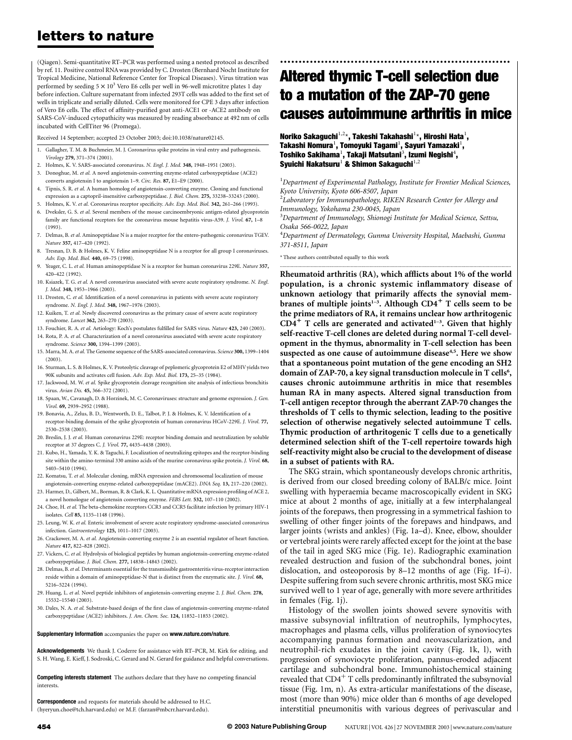(Qiagen). Semi-quantitative RT–PCR was performed using a nested protocol as described by ref. 11. Positive control RNA was provided by C. Drosten (Bernhard Nocht Institute for Tropical Medicine, National Reference Center for Tropical Diseases). Virus titration was performed by seeding $5 \times 10^3$ Vero E6 cells per well in 96-well microtitre plates 1 day before infection. Culture supernatant from infected 293T cells was added to the first set of wells in triplicate and serially diluted. Cells were monitored for CPE 3 days after infection of Vero E6 cells. The effect of affinity-purified goat anti-ACE1 or -ACE2 antibody on SARS-CoV-induced cytopathicity was measured by reading absorbance at 492 nm of cells incubated with CellTiter 96 (Promega).

Received 14 September; accepted 23 October 2003; doi:10.1038/nature02145.

1. Gallagher, T. M. & Buchmeier, M. J. Coronavirus spike proteins in viral entry and pathogenesis. *Virology* **279,** 371–374 (2001).
2. Holmes, K. V. SARS-associated coronavirus. *N. Engl. J. Med.* **348,** 1948–1951 (2003).
3. Donoghue, M. *et al.* A novel angiotensin-converting enzyme-related carboxypeptidase (ACE2) converts angiotensin I to angiotensin 1–9. *Circ. Res.* **87,** E1–E9 (2000).
4. Tipnis, S. R. *et al.* A human homolog of angiotensin-converting enzyme. Cloning and functional expression as a captopril-insensitive carboxypeptidase. *J. Biol. Chem.* **275,** 33238–33243 (2000).
5. Holmes, K. V. *et al.* Coronavirus receptor specificity. *Adv. Exp. Med. Biol.* **342,** 261–266 (1993).
6. Dveksler, G. S. *et al.* Several members of the mouse carcinoembryonic antigen-related glycoprotein family are functional receptors for the coronavirus mouse hepatitis virus-A59. *J. Virol.* **67,** 1–8 (1993).
7. Delmas, B. *et al.* Aminopeptidase N is a major receptor for the entero-pathogenic coronavirus TGEV. *Nature* **357,** 417–420 (1992).
8. Tresnan, D. B. & Holmes, K. V. Feline aminopeptidase N is a receptor for all group I coronaviruses. *Adv. Exp. Med. Biol.* **440,** 69–75 (1998).
9. Yeager, C. L. *et al.* Human aminopeptidase N is a receptor for human coronavirus 229E. *Nature* **357,** 420–422 (1992).
10. Ksiazek, T. G. *et al.* A novel coronavirus associated with severe acute respiratory syndrome. *N. Engl. J. Med.* **348,** 1953–1966 (2003).
11. Drosten, C. *et al.* Identification of a novel coronavirus in patients with severe acute respiratory syndrome. *N. Engl. J. Med.* **348,** 1967–1976 (2003).
12. Kuiken, T. *et al.* Newly discovered coronavirus as the primary cause of severe acute respiratory syndrome. *Lancet* **362,** 263–270 (2003).
13. Fouchier, R. A. *et al.* Aetiology: Koch's postulates fulfilled for SARS virus. *Nature* **423,** 240 (2003).
14. Rota, P. A. *et al.* Characterization of a novel coronavirus associated with severe acute respiratory syndrome. *Science* **300,** 1394–1399 (2003).
15. Marra, M. A. *et al.* The Genome sequence of the SARS-associated coronavirus. *Science* **300,** 1399–1404 (2003).
16. Sturman, L. S. & Holmes, K. V. Proteolytic cleavage of peplomeric glycoprotein E2 of MHV yields two 90K subunits and activates cell fusion. *Adv. Exp. Med. Biol.* **173,** 25–35 (1984).
17. Jackwood, M. W. *et al.* Spike glycoprotein cleavage recognition site analysis of infectious bronchitis virus. *Avian Dis.* **45,** 366–372 (2001).
18. Spaan, W., Cavanagh, D. & Horzinek, M. C. Coronaviruses: structure and genome expression. *J. Gen. Virol.* **69,** 2939–2952 (1988).
19. Bonavia, A., Zelus, B. D., Wentworth, D. E., Talbot, P. J. & Holmes, K. V. Identification of a receptor-binding domain of the spike glycoprotein of human coronavirus HCoV-229E. *J. Virol.* **77,** 2530–2538 (2003).
20. Breslin, J. J. *et al.* Human coronavirus 229E: receptor binding domain and neutralization by soluble receptor at 37 degrees C. *J. Virol.* **77,** 4435–4438 (2003).
21. Kubo, H., Yamada, Y. K. & Taguchi, F. Localization of neutralizing epitopes and the receptor-binding site within the amino-terminal 330 amino acids of the murine coronavirus spike protein. *J. Virol.* **68,** 5403–5410 (1994).
22. Komatsu, T. *et al.* Molecular cloning, mRNA expression and chromosomal localization of mouse angiotensin-converting enzyme-related carboxypeptidase (mACE2). *DNA Seq.* **13,** 217–220 (2002).
23. Harmer, D., Gilbert, M., Borman, R. & Clark, K. L. Quantitative mRNA expression profiling of ACE 2, a novel homologue of angiotensin converting enzyme. *FEBS Lett.* **532,** 107–110 (2002).
24. Choe, H. *et al.* The beta-chemokine receptors CCR3 and CCR5 facilitate infection by primary HIV-1 isolates. *Cell* **85,** 1135–1148 (1996).
25. Leung, W. K. *et al.* Enteric involvement of severe acute respiratory syndrome-associated coronavirus infection. *Gastroenterology* **125,** 1011–1017 (2003).
26. Crackower, M. A. *et al.* Angiotensin-converting enzyme 2 is an essential regulator of heart function. *Nature* **417,** 822–828 (2002).
27. Vickers, C. *et al.* Hydrolysis of biological peptides by human angiotensin-converting enzyme-related carboxypeptidase. *J. Biol. Chem.* **277,** 14838–14843 (2002).
28. Delmas, B. *et al.* Determinants essential for the transmissible gastroenteritis virus-receptor interaction reside within a domain of aminopeptidase-N that is distinct from the enzymatic site. *J. Virol.* **68,** 5216–5224 (1994).
29. Huang, L. *et al.* Novel peptide inhibitors of angiotensin-converting enzyme 2. *J. Biol. Chem.* **278,** 15532–15540 (2003).
30. Dales, N. A. *et al.* Substrate-based design of the first class of angiotensin-converting enzyme-related carboxypeptidase (ACE2) inhibitors. *J. Am. Chem. Soc.* **124,** 11852–11853 (2002).

**Supplementary Information** accompanies the paper on **www.nature.com/nature**.

**Acknowledgements** We thank J. Coderre for assistance with RT–PCR, M. Kirk for editing, and S. H. Wang, E. Kieff, J. Sodroski, C. Gerard and N. Gerard for guidance and helpful conversations.

**Competing interests statement** The authors declare that they have no competing financial interests.

**Correspondence** and requests for materials should be addressed to H.C. (hyeryun.choe@tch.harvard.edu) or M.F. (farzan@mbcrr.harvard.edu).

# Altered thymic T-cell selection due to a mutation of the ZAP-70 gene causes autoimmune arthritis in mice

**Noriko Sakaguchi**[1,2]*, **Takeshi Takahashi**[1]*, **Hiroshi Hata**[1], **Takashi Nomura**[1], **Tomoyuki Tagami**[1], **Sayuri Yamazaki**[1], **Toshiko Sakihama**[1], **Takaji Matsutani**[3], **Izumi Negishi**[4], **Syuichi Nakatsuru**[1] & **Shimon Sakaguchi**[1,2]

[1]*Department of Experimental Pathology, Institute for Frontier Medical Sciences, Kyoto University, Kyoto 606-8507, Japan*
[2]*Laboratory for Immunopathology, RIKEN Research Center for Allergy and Immunology, Yokohama 230-0045, Japan*
[3]*Department of Immunology, Shionogi Institute for Medical Science, Settsu, Osaka 566-0022, Japan*
[4]*Department of Dermatology, Gunma University Hospital, Maebashi, Gunma 371-8511, Japan*

* These authors contributed equally to this work

**Rheumatoid arthritis (RA), which afflicts about 1% of the world population, is a chronic systemic inflammatory disease of unknown aetiology that primarily affects the synovial membranes of multiple joints[1–3]. Although $CD4^+$ T cells seem to be the prime mediators of RA, it remains unclear how arthritogenic $CD4^+$ T cells are generated and activated[1–3]. Given that highly self-reactive T-cell clones are deleted during normal T-cell development in the thymus, abnormality in T-cell selection has been suspected as one cause of autoimmune disease[4,5]. Here we show that a spontaneous point mutation of the gene encoding an SH2 domain of ZAP-70, a key signal transduction molecule in T cells[6], causes chronic autoimmune arthritis in mice that resembles human RA in many aspects. Altered signal transduction from T-cell antigen receptor through the aberrant ZAP-70 changes the thresholds of T cells to thymic selection, leading to the positive selection of otherwise negatively selected autoimmune T cells. Thymic production of arthritogenic T cells due to a genetically determined selection shift of the T-cell repertoire towards high self-reactivity might also be crucial to the development of disease in a subset of patients with RA.**

The SKG strain, which spontaneously develops chronic arthritis, is derived from our closed breeding colony of BALB/c mice. Joint swelling with hyperaemia became macroscopically evident in SKG mice at about 2 months of age, initially at a few interphalangeal joints of the forepaws, then progressing in a symmetrical fashion to swelling of other finger joints of the forepaws and hindpaws, and larger joints (wrists and ankles) (Fig. 1a–d). Knee, elbow, shoulder or vertebral joints were rarely affected except for the joint at the base of the tail in aged SKG mice (Fig. 1e). Radiographic examination revealed destruction and fusion of the subchondral bones, joint dislocation, and osteoporosis by 8–12 months of age (Fig. 1f–i). Despite suffering from such severe chronic arthritis, most SKG mice survived well to 1 year of age, generally with more severe arthritides in females (Fig. 1j).

Histology of the swollen joints showed severe synovitis with massive subsynovial infiltration of neutrophils, lymphocytes, macrophages and plasma cells, villus proliferation of synoviocytes accompanying pannus formation and neovascularization, and neutrophil-rich exudates in the joint cavity (Fig. 1k, l), with progression of synoviocyte proliferation, pannus-eroded adjacent cartilage and subchondral bone. Immunohistochemical staining revealed that $CD4^+$ T cells predominantly infiltrated the subsynovial tissue (Fig. 1m, n). As extra-articular manifestations of the disease, most (more than 90%) mice older than 6 months of age developed interstitial pneumonitis with various degrees of perivascular and